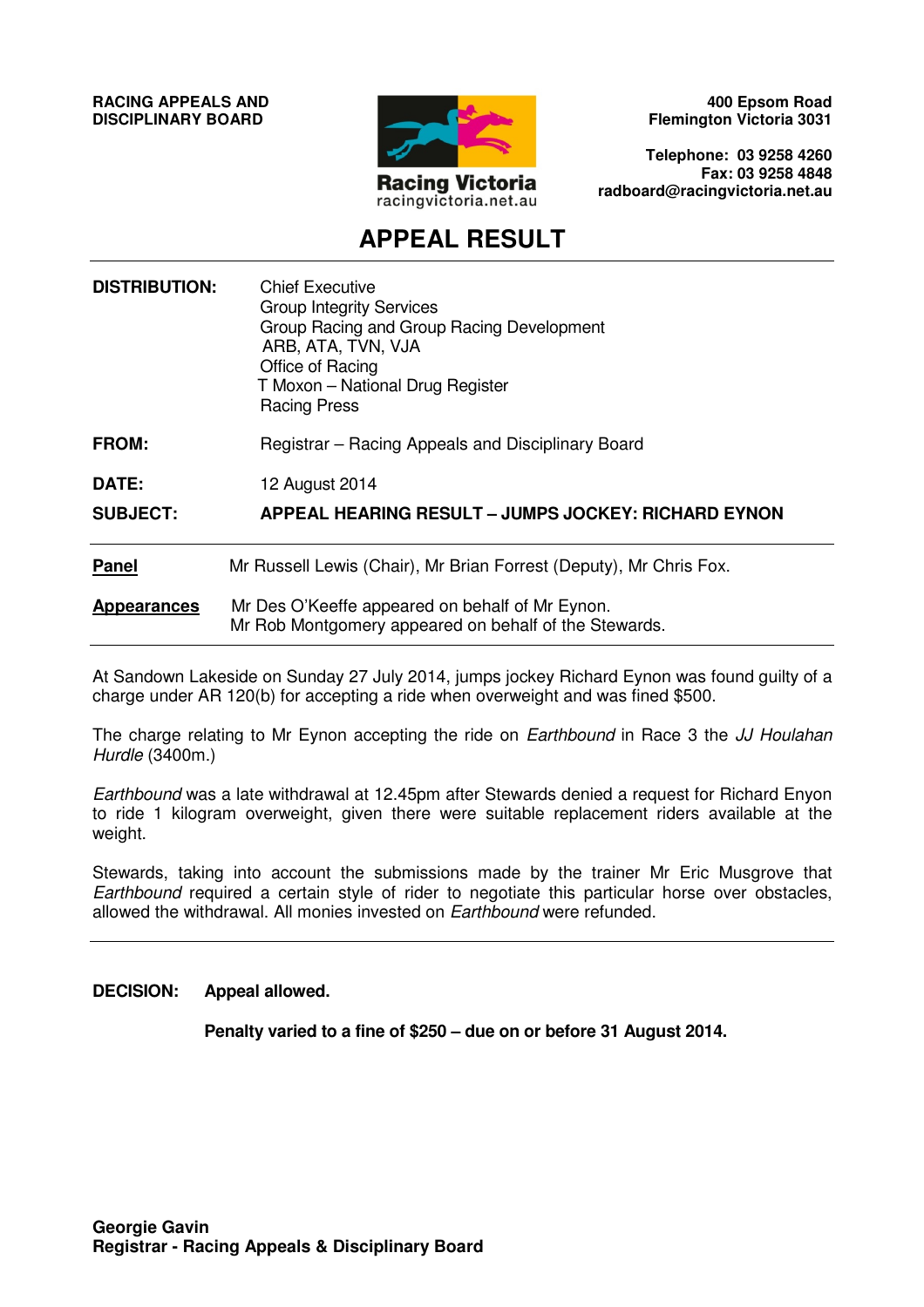**RACING APPEALS AND DISCIPLINARY BOARD**

Racing Victoria
racingvictoria.net.au

**400 Epsom Road**
**Flemington Victoria 3031**

**Telephone: 03 9258 4260**
**Fax: 03 9258 4848**
**radboard@racingvictoria.net.au**

# APPEAL RESULT

| | |
|---|---|
| **DISTRIBUTION:** | Chief Executive<br>Group Integrity Services<br>Group Racing and Group Racing Development<br>ARB, ATA, TVN, VJA<br>Office of Racing<br>T Moxon – National Drug Register<br>Racing Press |
| **FROM:** | Registrar – Racing Appeals and Disciplinary Board |
| **DATE:** | 12 August 2014 |
| **SUBJECT:** | **APPEAL HEARING RESULT – JUMPS JOCKEY: RICHARD EYNON** |

**Panel** Mr Russell Lewis (Chair), Mr Brian Forrest (Deputy), Mr Chris Fox.

**Appearances** Mr Des O'Keeffe appeared on behalf of Mr Eynon.
Mr Rob Montgomery appeared on behalf of the Stewards.

At Sandown Lakeside on Sunday 27 July 2014, jumps jockey Richard Eynon was found guilty of a charge under AR 120(b) for accepting a ride when overweight and was fined $500.

The charge relating to Mr Eynon accepting the ride on *Earthbound* in Race 3 the *JJ Houlahan Hurdle* (3400m.)

*Earthbound* was a late withdrawal at 12.45pm after Stewards denied a request for Richard Enyon to ride 1 kilogram overweight, given there were suitable replacement riders available at the weight.

Stewards, taking into account the submissions made by the trainer Mr Eric Musgrove that *Earthbound* required a certain style of rider to negotiate this particular horse over obstacles, allowed the withdrawal. All monies invested on *Earthbound* were refunded.

---

**DECISION: Appeal allowed.**

**Penalty varied to a fine of $250 – due on or before 31 August 2014.**

**Georgie Gavin**
**Registrar - Racing Appeals & Disciplinary Board**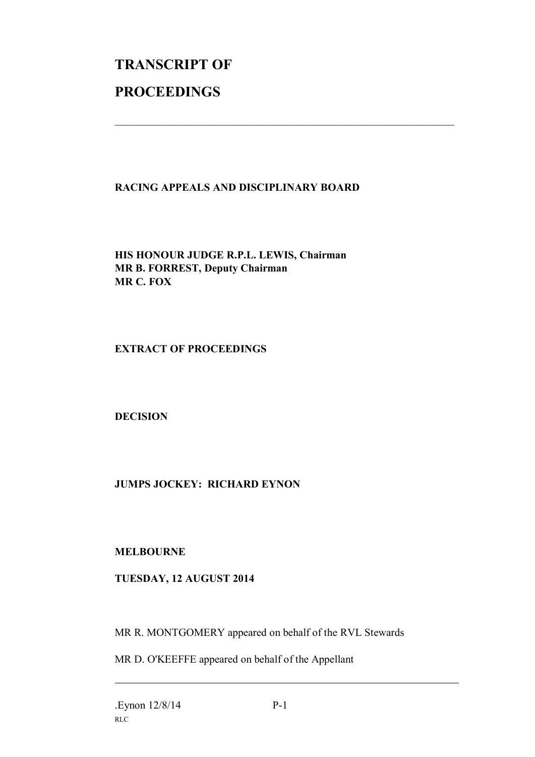# TRANSCRIPT OF

# PROCEEDINGS

---

**RACING APPEALS AND DISCIPLINARY BOARD**

**HIS HONOUR JUDGE R.P.L. LEWIS, Chairman**
**MR B. FORREST, Deputy Chairman**
**MR C. FOX**

**EXTRACT OF PROCEEDINGS**

**DECISION**

**JUMPS JOCKEY: RICHARD EYNON**

**MELBOURNE**

**TUESDAY, 12 AUGUST 2014**

MR R. MONTGOMERY appeared on behalf of the RVL Stewards

MR D. O'KEEFFE appeared on behalf of the Appellant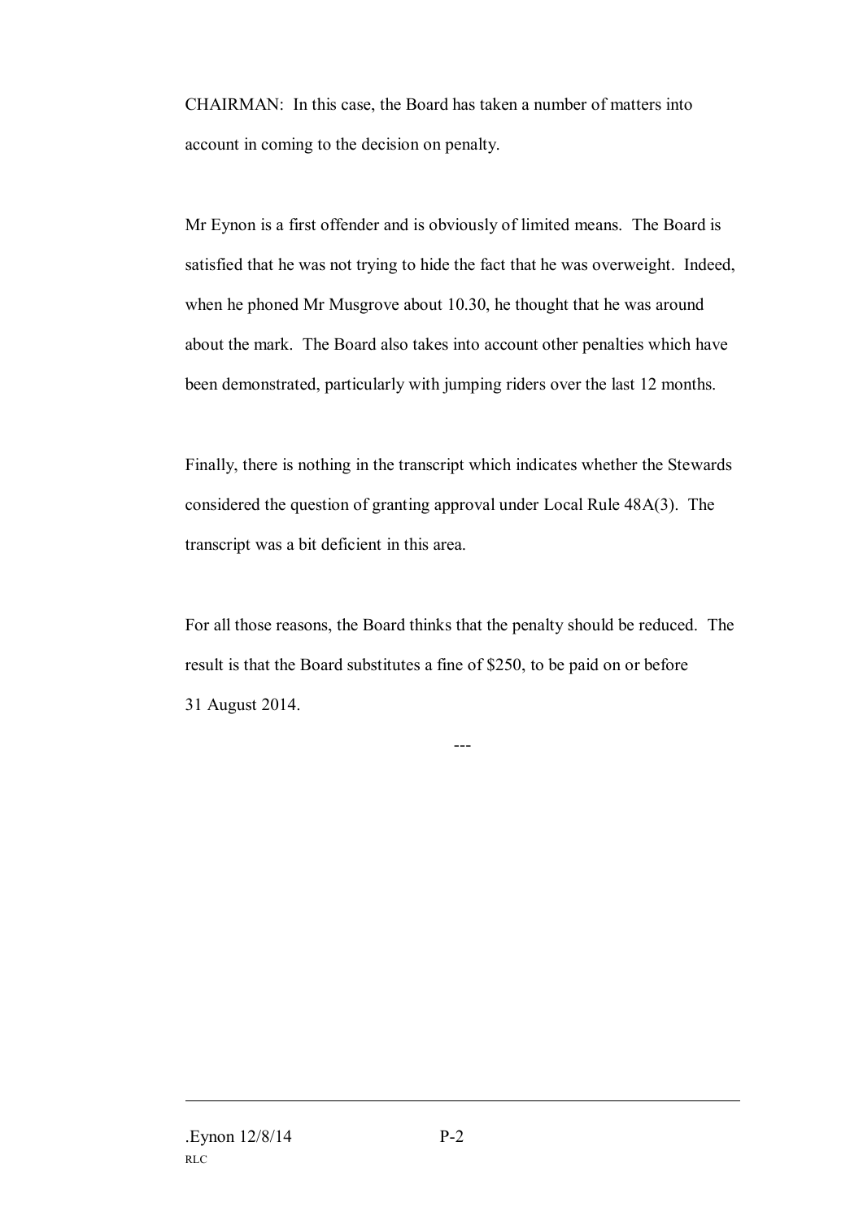CHAIRMAN: In this case, the Board has taken a number of matters into account in coming to the decision on penalty.

Mr Eynon is a first offender and is obviously of limited means. The Board is satisfied that he was not trying to hide the fact that he was overweight. Indeed, when he phoned Mr Musgrove about 10.30, he thought that he was around about the mark. The Board also takes into account other penalties which have been demonstrated, particularly with jumping riders over the last 12 months.

Finally, there is nothing in the transcript which indicates whether the Stewards considered the question of granting approval under Local Rule 48A(3). The transcript was a bit deficient in this area.

For all those reasons, the Board thinks that the penalty should be reduced. The result is that the Board substitutes a fine of $250, to be paid on or before 31 August 2014.

---